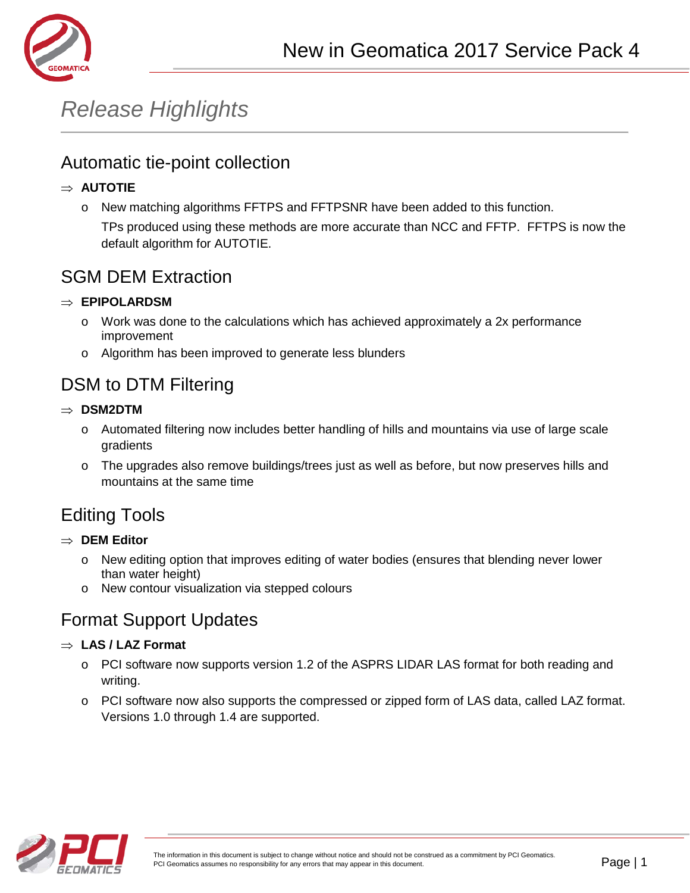# New in Geomatica 2017 Service Pack 4

## *Release Highlights*

### Automatic tie-point collection

⇒ **AUTOTIE**

- New matching algorithms FFTPS and FFTPSNR have been added to this function.

  TPs produced using these methods are more accurate than NCC and FFTP. FFTPS is now the default algorithm for AUTOTIE.

### SGM DEM Extraction

⇒ **EPIPOLARDSM**

- Work was done to the calculations which has achieved approximately a 2x performance improvement
- Algorithm has been improved to generate less blunders

### DSM to DTM Filtering

⇒ **DSM2DTM**

- Automated filtering now includes better handling of hills and mountains via use of large scale gradients
- The upgrades also remove buildings/trees just as well as before, but now preserves hills and mountains at the same time

### Editing Tools

⇒ **DEM Editor**

- New editing option that improves editing of water bodies (ensures that blending never lower than water height)
- New contour visualization via stepped colours

### Format Support Updates

⇒ **LAS / LAZ Format**

- PCI software now supports version 1.2 of the ASPRS LIDAR LAS format for both reading and writing.
- PCI software now also supports the compressed or zipped form of LAS data, called LAZ format. Versions 1.0 through 1.4 are supported.

The information in this document is subject to change without notice and should not be construed as a commitment by PCI Geomatics. PCI Geomatics assumes no responsibility for any errors that may appear in this document.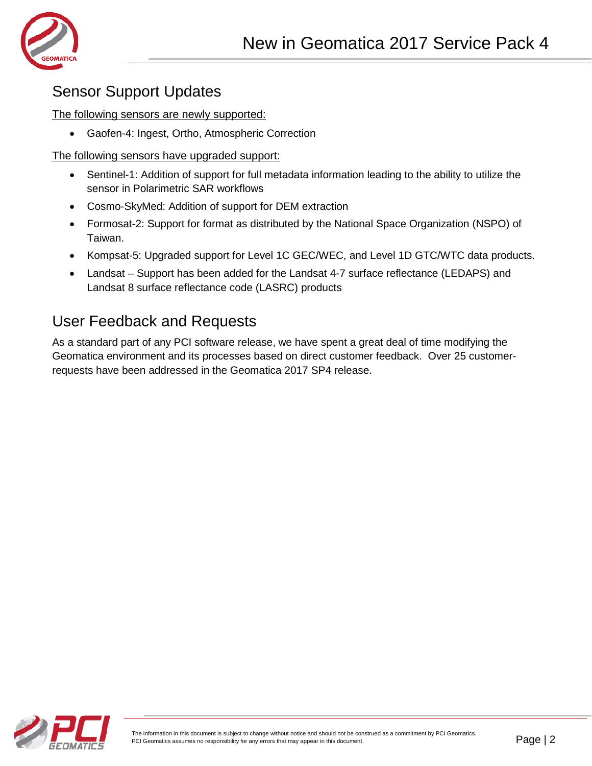## Sensor Support Updates

The following sensors are newly supported:

- Gaofen-4: Ingest, Ortho, Atmospheric Correction

The following sensors have upgraded support:

- Sentinel-1: Addition of support for full metadata information leading to the ability to utilize the sensor in Polarimetric SAR workflows
- Cosmo-SkyMed: Addition of support for DEM extraction
- Formosat-2: Support for format as distributed by the National Space Organization (NSPO) of Taiwan.
- Kompsat-5: Upgraded support for Level 1C GEC/WEC, and Level 1D GTC/WTC data products.
- Landsat – Support has been added for the Landsat 4-7 surface reflectance (LEDAPS) and Landsat 8 surface reflectance code (LASRC) products

## User Feedback and Requests

As a standard part of any PCI software release, we have spent a great deal of time modifying the Geomatica environment and its processes based on direct customer feedback. Over 25 customer-requests have been addressed in the Geomatica 2017 SP4 release.

The information in this document is subject to change without notice and should not be construed as a commitment by PCI Geomatics. PCI Geomatics assumes no responsibility for any errors that may appear in this document.